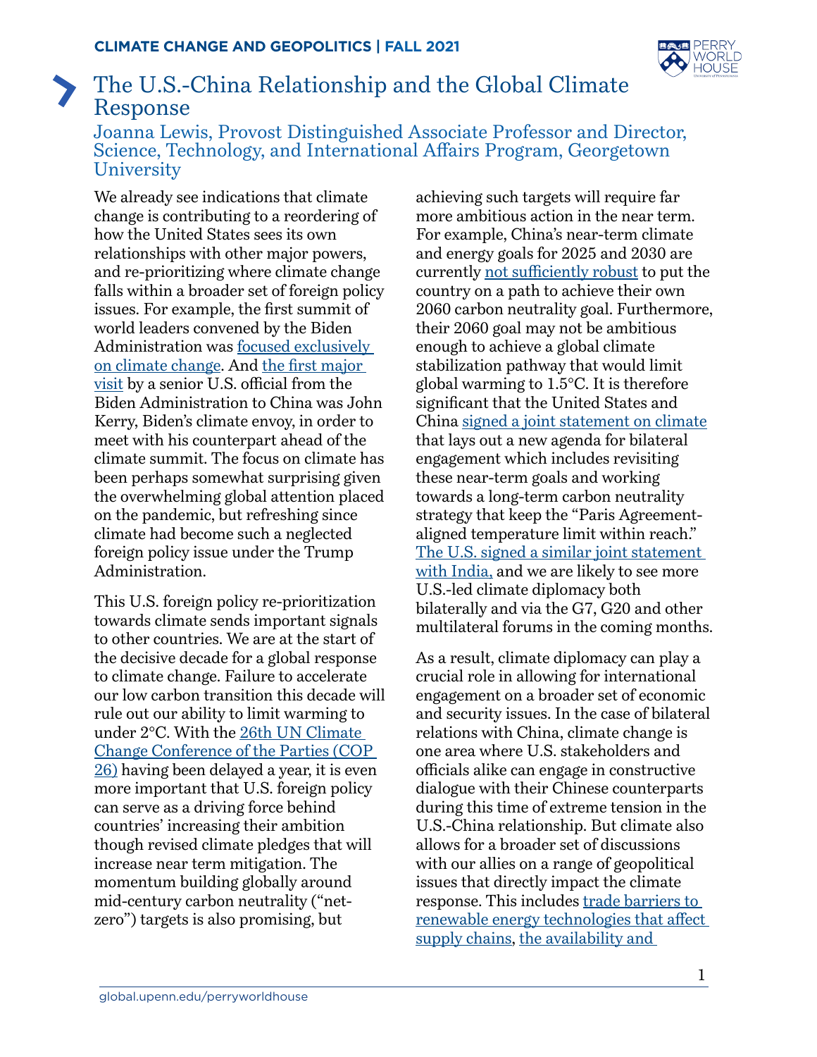**CLIMATE CHANGE AND GEOPOLITICS | FALL 2021**

# The U.S.-China Relationship and the Global Climate Response

## Joanna Lewis, Provost Distinguished Associate Professor and Director, Science, Technology, and International Affairs Program, Georgetown University

We already see indications that climate change is contributing to a reordering of how the United States sees its own relationships with other major powers, and re-prioritizing where climate change falls within a broader set of foreign policy issues. For example, the first summit of world leaders convened by the Biden Administration was focused exclusively on climate change. And the first major visit by a senior U.S. official from the Biden Administration to China was John Kerry, Biden's climate envoy, in order to meet with his counterpart ahead of the climate summit. The focus on climate has been perhaps somewhat surprising given the overwhelming global attention placed on the pandemic, but refreshing since climate had become such a neglected foreign policy issue under the Trump Administration.

This U.S. foreign policy re-prioritization towards climate sends important signals to other countries. We are at the start of the decisive decade for a global response to climate change. Failure to accelerate our low carbon transition this decade will rule out our ability to limit warming to under 2°C. With the 26th UN Climate Change Conference of the Parties (COP 26) having been delayed a year, it is even more important that U.S. foreign policy can serve as a driving force behind countries' increasing their ambition though revised climate pledges that will increase near term mitigation. The momentum building globally around mid-century carbon neutrality ("net-zero") targets is also promising, but achieving such targets will require far more ambitious action in the near term. For example, China's near-term climate and energy goals for 2025 and 2030 are currently not sufficiently robust to put the country on a path to achieve their own 2060 carbon neutrality goal. Furthermore, their 2060 goal may not be ambitious enough to achieve a global climate stabilization pathway that would limit global warming to 1.5°C. It is therefore significant that the United States and China signed a joint statement on climate that lays out a new agenda for bilateral engagement which includes revisiting these near-term goals and working towards a long-term carbon neutrality strategy that keep the "Paris Agreement-aligned temperature limit within reach." The U.S. signed a similar joint statement with India, and we are likely to see more U.S.-led climate diplomacy both bilaterally and via the G7, G20 and other multilateral forums in the coming months.

As a result, climate diplomacy can play a crucial role in allowing for international engagement on a broader set of economic and security issues. In the case of bilateral relations with China, climate change is one area where U.S. stakeholders and officials alike can engage in constructive dialogue with their Chinese counterparts during this time of extreme tension in the U.S.-China relationship. But climate also allows for a broader set of discussions with our allies on a range of geopolitical issues that directly impact the climate response. This includes trade barriers to renewable energy technologies that affect supply chains, the availability and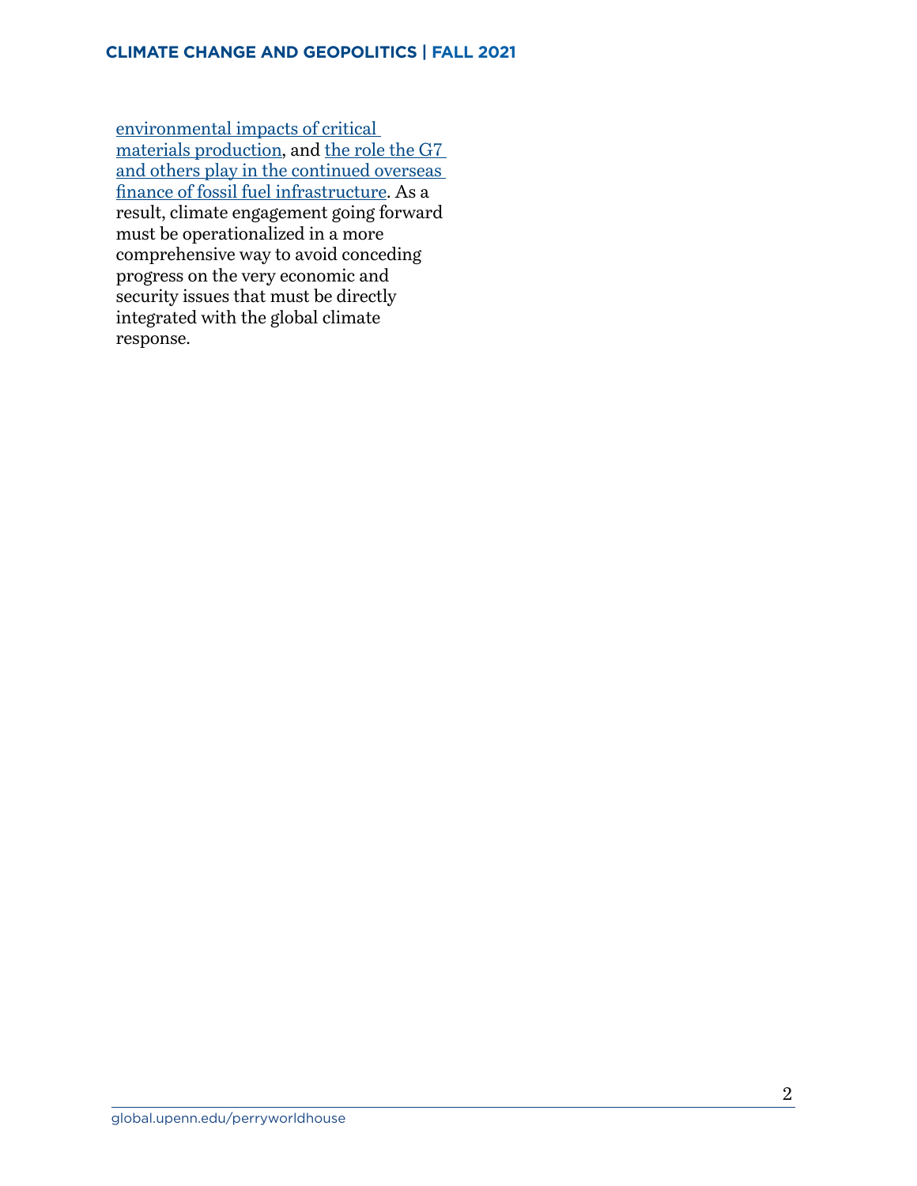environmental impacts of critical materials production, and the role the G7 and others play in the continued overseas finance of fossil fuel infrastructure. As a result, climate engagement going forward must be operationalized in a more comprehensive way to avoid conceding progress on the very economic and security issues that must be directly integrated with the global climate response.